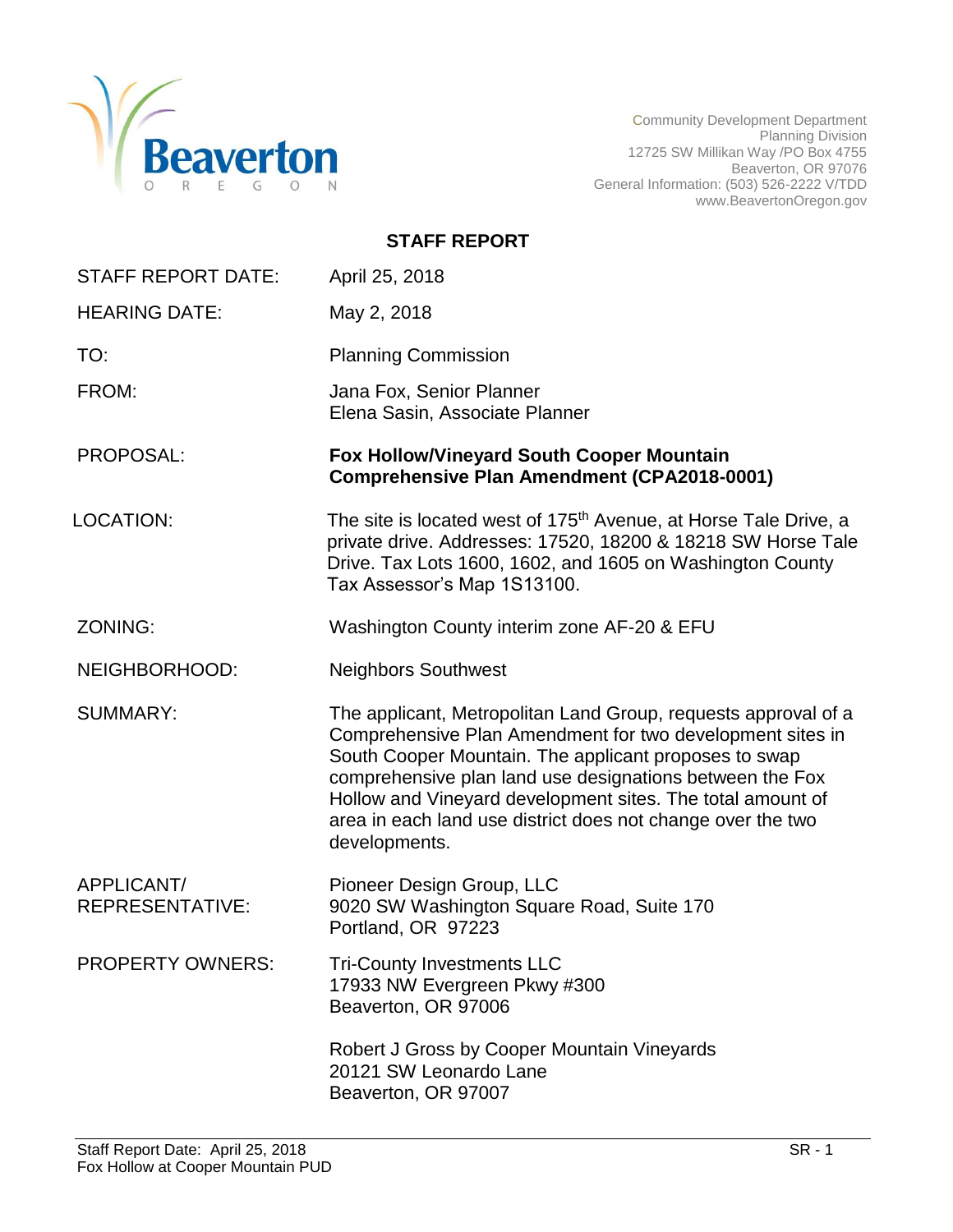Beaverton
OREGON

Community Development Department
Planning Division
12725 SW Millikan Way /PO Box 4755
Beaverton, OR 97076
General Information: (503) 526-2222 V/TDD
www.BeavertonOregon.gov

# STAFF REPORT

| | |
|---|---|
| STAFF REPORT DATE: | April 25, 2018 |
| HEARING DATE: | May 2, 2018 |
| TO: | Planning Commission |
| FROM: | Jana Fox, Senior Planner<br>Elena Sasin, Associate Planner |
| PROPOSAL: | **Fox Hollow/Vineyard South Cooper Mountain Comprehensive Plan Amendment (CPA2018-0001)** |
| LOCATION: | The site is located west of 175th Avenue, at Horse Tale Drive, a private drive. Addresses: 17520, 18200 & 18218 SW Horse Tale Drive. Tax Lots 1600, 1602, and 1605 on Washington County Tax Assessor's Map 1S13100. |
| ZONING: | Washington County interim zone AF-20 & EFU |
| NEIGHBORHOOD: | Neighbors Southwest |
| SUMMARY: | The applicant, Metropolitan Land Group, requests approval of a Comprehensive Plan Amendment for two development sites in South Cooper Mountain. The applicant proposes to swap comprehensive plan land use designations between the Fox Hollow and Vineyard development sites. The total amount of area in each land use district does not change over the two developments. |
| APPLICANT/ REPRESENTATIVE: | Pioneer Design Group, LLC<br>9020 SW Washington Square Road, Suite 170<br>Portland, OR 97223 |
| PROPERTY OWNERS: | Tri-County Investments LLC<br>17933 NW Evergreen Pkwy #300<br>Beaverton, OR 97006<br><br>Robert J Gross by Cooper Mountain Vineyards<br>20121 SW Leonardo Lane<br>Beaverton, OR 97007 |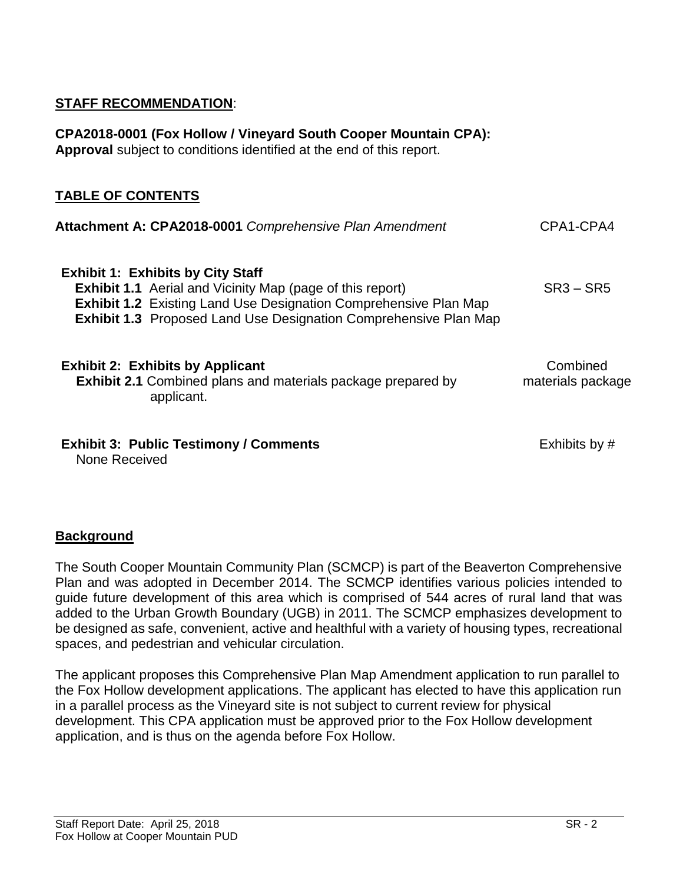**STAFF RECOMMENDATION**:

**CPA2018-0001 (Fox Hollow / Vineyard South Cooper Mountain CPA):**
**Approval** subject to conditions identified at the end of this report.

**TABLE OF CONTENTS**

| | |
|---|---|
| **Attachment A: CPA2018-0001** *Comprehensive Plan Amendment* | CPA1-CPA4 |
| **Exhibit 1: Exhibits by City Staff** | |
| **Exhibit 1.1** Aerial and Vicinity Map (page of this report) | SR3 – SR5 |
| **Exhibit 1.2** Existing Land Use Designation Comprehensive Plan Map | |
| **Exhibit 1.3** Proposed Land Use Designation Comprehensive Plan Map | |
| **Exhibit 2: Exhibits by Applicant** | Combined materials package |
| **Exhibit 2.1** Combined plans and materials package prepared by applicant. | |
| **Exhibit 3: Public Testimony / Comments** | Exhibits by # |
| None Received | |

**Background**

The South Cooper Mountain Community Plan (SCMCP) is part of the Beaverton Comprehensive Plan and was adopted in December 2014. The SCMCP identifies various policies intended to guide future development of this area which is comprised of 544 acres of rural land that was added to the Urban Growth Boundary (UGB) in 2011. The SCMCP emphasizes development to be designed as safe, convenient, active and healthful with a variety of housing types, recreational spaces, and pedestrian and vehicular circulation.

The applicant proposes this Comprehensive Plan Map Amendment application to run parallel to the Fox Hollow development applications. The applicant has elected to have this application run in a parallel process as the Vineyard site is not subject to current review for physical development. This CPA application must be approved prior to the Fox Hollow development application, and is thus on the agenda before Fox Hollow.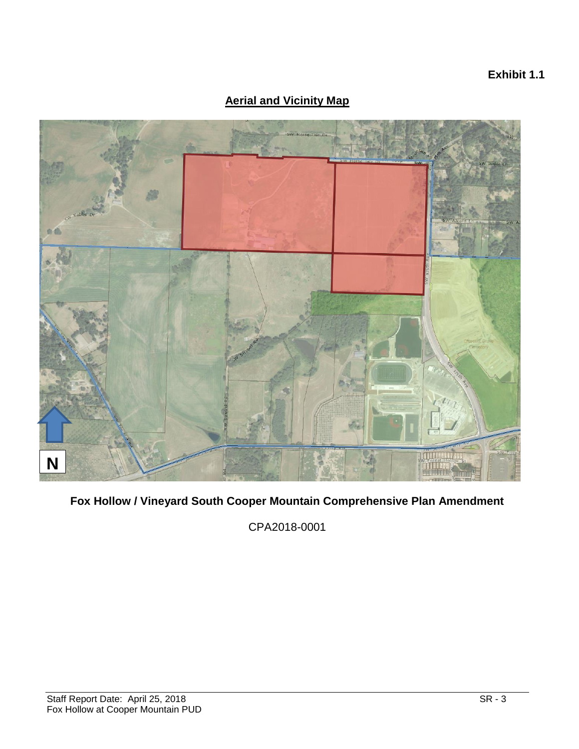**Exhibit 1.1**

## Aerial and Vicinity Map

**Fox Hollow / Vineyard South Cooper Mountain Comprehensive Plan Amendment**

CPA2018-0001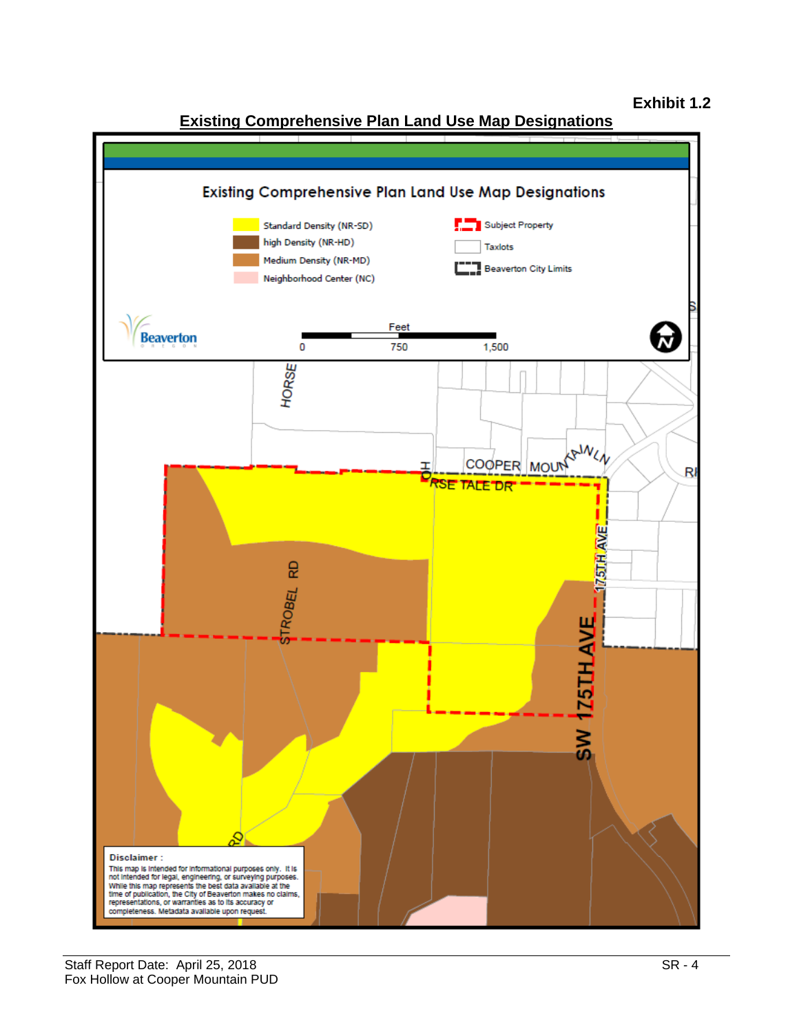**Exhibit 1.2**

## Existing Comprehensive Plan Land Use Map Designations

### Existing Comprehensive Plan Land Use Map Designations

- Standard Density (NR-SD)
- high Density (NR-HD)
- Medium Density (NR-MD)
- Neighborhood Center (NC)
- Subject Property
- Taxlots
- Beaverton City Limits

Beaverton

Feet

0 750 1,500

HORSE

COOPER MOUNTAIN LN

HORSE TALE DR

175TH AVE

STROBEL RD

SW 175TH AVE

RD

**Disclaimer :**

This map is intended for informational purposes only. It is not intended for legal, engineering, or surveying purposes. While this map represents the best data available at the time of publication, the City of Beaverton makes no claims, representations, or warranties as to its accuracy or completeness. Metadata available upon request.

Staff Report Date: April 25, 2018
Fox Hollow at Cooper Mountain PUD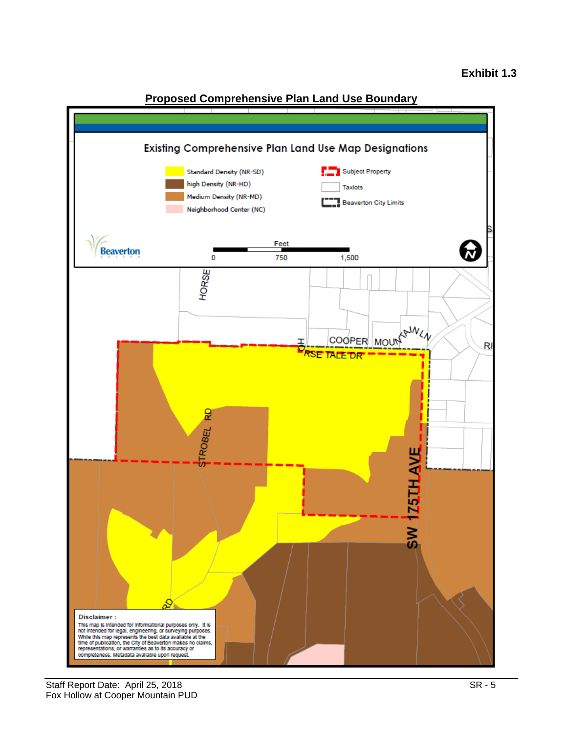**Exhibit 1.3**

## Proposed Comprehensive Plan Land Use Boundary

### Existing Comprehensive Plan Land Use Map Designations

- Standard Density (NR-SD)
- high Density (NR-HD)
- Medium Density (NR-MD)
- Neighborhood Center (NC)
- Subject Property
- Taxlots
- Beaverton City Limits

Beaverton OREGON

Feet
0 750 1,500

HORSE

COOPER MOUNTAIN LN

HORSE TALE DR

STROBEL RD

SW 175TH AVE

RD

**Disclaimer :**
This map is intended for informational purposes only. It is not intended for legal, engineering, or surveying purposes. While this map represents the best data available at the time of publication, the City of Beaverton makes no claims, representations, or warranties as to its accuracy or completeness. Metadata available upon request.

Staff Report Date: April 25, 2018
Fox Hollow at Cooper Mountain PUD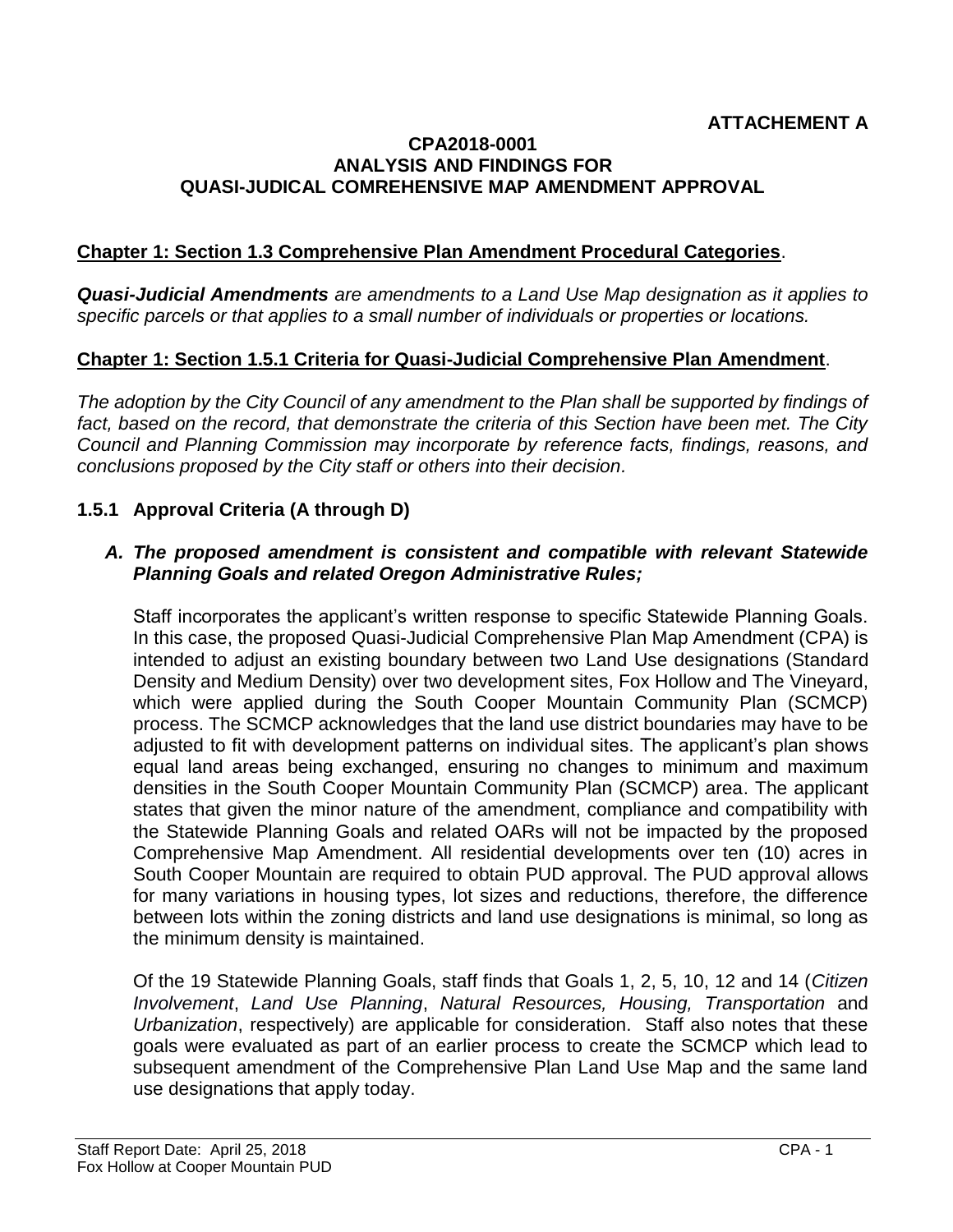**ATTACHEMENT A**

**CPA2018-0001**
**ANALYSIS AND FINDINGS FOR**
**QUASI-JUDICAL COMREHENSIVE MAP AMENDMENT APPROVAL**

**Chapter 1: Section 1.3 Comprehensive Plan Amendment Procedural Categories**.

***Quasi-Judicial Amendments*** *are amendments to a Land Use Map designation as it applies to specific parcels or that applies to a small number of individuals or properties or locations.*

**Chapter 1: Section 1.5.1 Criteria for Quasi-Judicial Comprehensive Plan Amendment**.

*The adoption by the City Council of any amendment to the Plan shall be supported by findings of fact, based on the record, that demonstrate the criteria of this Section have been met. The City Council and Planning Commission may incorporate by reference facts, findings, reasons, and conclusions proposed by the City staff or others into their decision.*

### 1.5.1 Approval Criteria (A through D)

***A. The proposed amendment is consistent and compatible with relevant Statewide Planning Goals and related Oregon Administrative Rules;***

Staff incorporates the applicant's written response to specific Statewide Planning Goals. In this case, the proposed Quasi-Judicial Comprehensive Plan Map Amendment (CPA) is intended to adjust an existing boundary between two Land Use designations (Standard Density and Medium Density) over two development sites, Fox Hollow and The Vineyard, which were applied during the South Cooper Mountain Community Plan (SCMCP) process. The SCMCP acknowledges that the land use district boundaries may have to be adjusted to fit with development patterns on individual sites. The applicant's plan shows equal land areas being exchanged, ensuring no changes to minimum and maximum densities in the South Cooper Mountain Community Plan (SCMCP) area. The applicant states that given the minor nature of the amendment, compliance and compatibility with the Statewide Planning Goals and related OARs will not be impacted by the proposed Comprehensive Map Amendment. All residential developments over ten (10) acres in South Cooper Mountain are required to obtain PUD approval. The PUD approval allows for many variations in housing types, lot sizes and reductions, therefore, the difference between lots within the zoning districts and land use designations is minimal, so long as the minimum density is maintained.

Of the 19 Statewide Planning Goals, staff finds that Goals 1, 2, 5, 10, 12 and 14 (*Citizen Involvement*, *Land Use Planning*, *Natural Resources, Housing, Transportation* and *Urbanization*, respectively) are applicable for consideration. Staff also notes that these goals were evaluated as part of an earlier process to create the SCMCP which lead to subsequent amendment of the Comprehensive Plan Land Use Map and the same land use designations that apply today.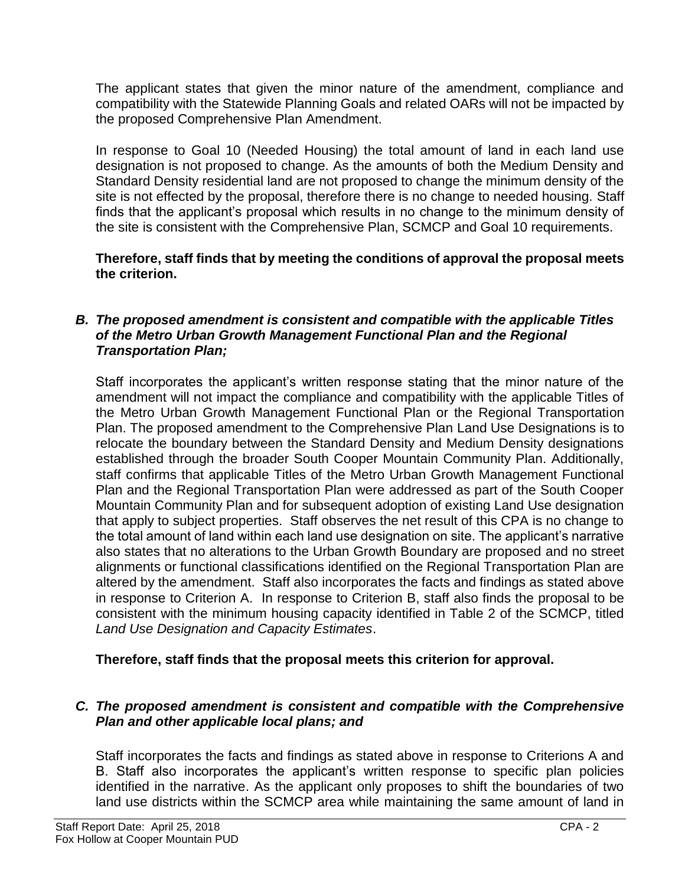The applicant states that given the minor nature of the amendment, compliance and compatibility with the Statewide Planning Goals and related OARs will not be impacted by the proposed Comprehensive Plan Amendment.

In response to Goal 10 (Needed Housing) the total amount of land in each land use designation is not proposed to change. As the amounts of both the Medium Density and Standard Density residential land are not proposed to change the minimum density of the site is not effected by the proposal, therefore there is no change to needed housing. Staff finds that the applicant's proposal which results in no change to the minimum density of the site is consistent with the Comprehensive Plan, SCMCP and Goal 10 requirements.

**Therefore, staff finds that by meeting the conditions of approval the proposal meets the criterion.**

***B. The proposed amendment is consistent and compatible with the applicable Titles of the Metro Urban Growth Management Functional Plan and the Regional Transportation Plan;***

Staff incorporates the applicant's written response stating that the minor nature of the amendment will not impact the compliance and compatibility with the applicable Titles of the Metro Urban Growth Management Functional Plan or the Regional Transportation Plan. The proposed amendment to the Comprehensive Plan Land Use Designations is to relocate the boundary between the Standard Density and Medium Density designations established through the broader South Cooper Mountain Community Plan. Additionally, staff confirms that applicable Titles of the Metro Urban Growth Management Functional Plan and the Regional Transportation Plan were addressed as part of the South Cooper Mountain Community Plan and for subsequent adoption of existing Land Use designation that apply to subject properties. Staff observes the net result of this CPA is no change to the total amount of land within each land use designation on site. The applicant's narrative also states that no alterations to the Urban Growth Boundary are proposed and no street alignments or functional classifications identified on the Regional Transportation Plan are altered by the amendment. Staff also incorporates the facts and findings as stated above in response to Criterion A. In response to Criterion B, staff also finds the proposal to be consistent with the minimum housing capacity identified in Table 2 of the SCMCP, titled *Land Use Designation and Capacity Estimates*.

**Therefore, staff finds that the proposal meets this criterion for approval.**

***C. The proposed amendment is consistent and compatible with the Comprehensive Plan and other applicable local plans; and***

Staff incorporates the facts and findings as stated above in response to Criterions A and B. Staff also incorporates the applicant's written response to specific plan policies identified in the narrative. As the applicant only proposes to shift the boundaries of two land use districts within the SCMCP area while maintaining the same amount of land in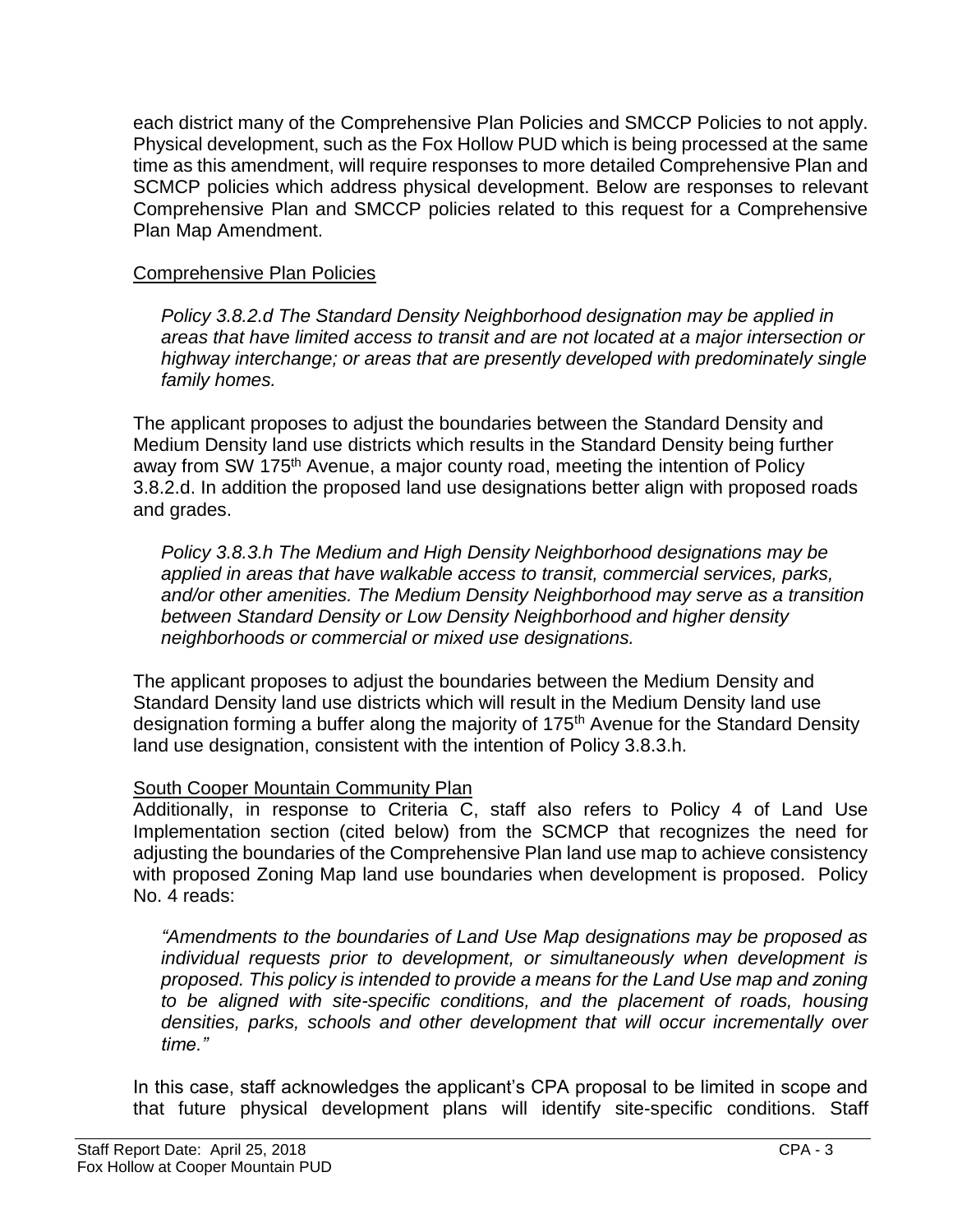each district many of the Comprehensive Plan Policies and SMCCP Policies to not apply. Physical development, such as the Fox Hollow PUD which is being processed at the same time as this amendment, will require responses to more detailed Comprehensive Plan and SCMCP policies which address physical development. Below are responses to relevant Comprehensive Plan and SMCCP policies related to this request for a Comprehensive Plan Map Amendment.

Comprehensive Plan Policies

*Policy 3.8.2.d The Standard Density Neighborhood designation may be applied in areas that have limited access to transit and are not located at a major intersection or highway interchange; or areas that are presently developed with predominately single family homes.*

The applicant proposes to adjust the boundaries between the Standard Density and Medium Density land use districts which results in the Standard Density being further away from SW 175th Avenue, a major county road, meeting the intention of Policy 3.8.2.d. In addition the proposed land use designations better align with proposed roads and grades.

*Policy 3.8.3.h The Medium and High Density Neighborhood designations may be applied in areas that have walkable access to transit, commercial services, parks, and/or other amenities. The Medium Density Neighborhood may serve as a transition between Standard Density or Low Density Neighborhood and higher density neighborhoods or commercial or mixed use designations.*

The applicant proposes to adjust the boundaries between the Medium Density and Standard Density land use districts which will result in the Medium Density land use designation forming a buffer along the majority of 175th Avenue for the Standard Density land use designation, consistent with the intention of Policy 3.8.3.h.

South Cooper Mountain Community Plan

Additionally, in response to Criteria C, staff also refers to Policy 4 of Land Use Implementation section (cited below) from the SCMCP that recognizes the need for adjusting the boundaries of the Comprehensive Plan land use map to achieve consistency with proposed Zoning Map land use boundaries when development is proposed. Policy No. 4 reads:

*"Amendments to the boundaries of Land Use Map designations may be proposed as individual requests prior to development, or simultaneously when development is proposed. This policy is intended to provide a means for the Land Use map and zoning to be aligned with site-specific conditions, and the placement of roads, housing densities, parks, schools and other development that will occur incrementally over time."*

In this case, staff acknowledges the applicant's CPA proposal to be limited in scope and that future physical development plans will identify site-specific conditions. Staff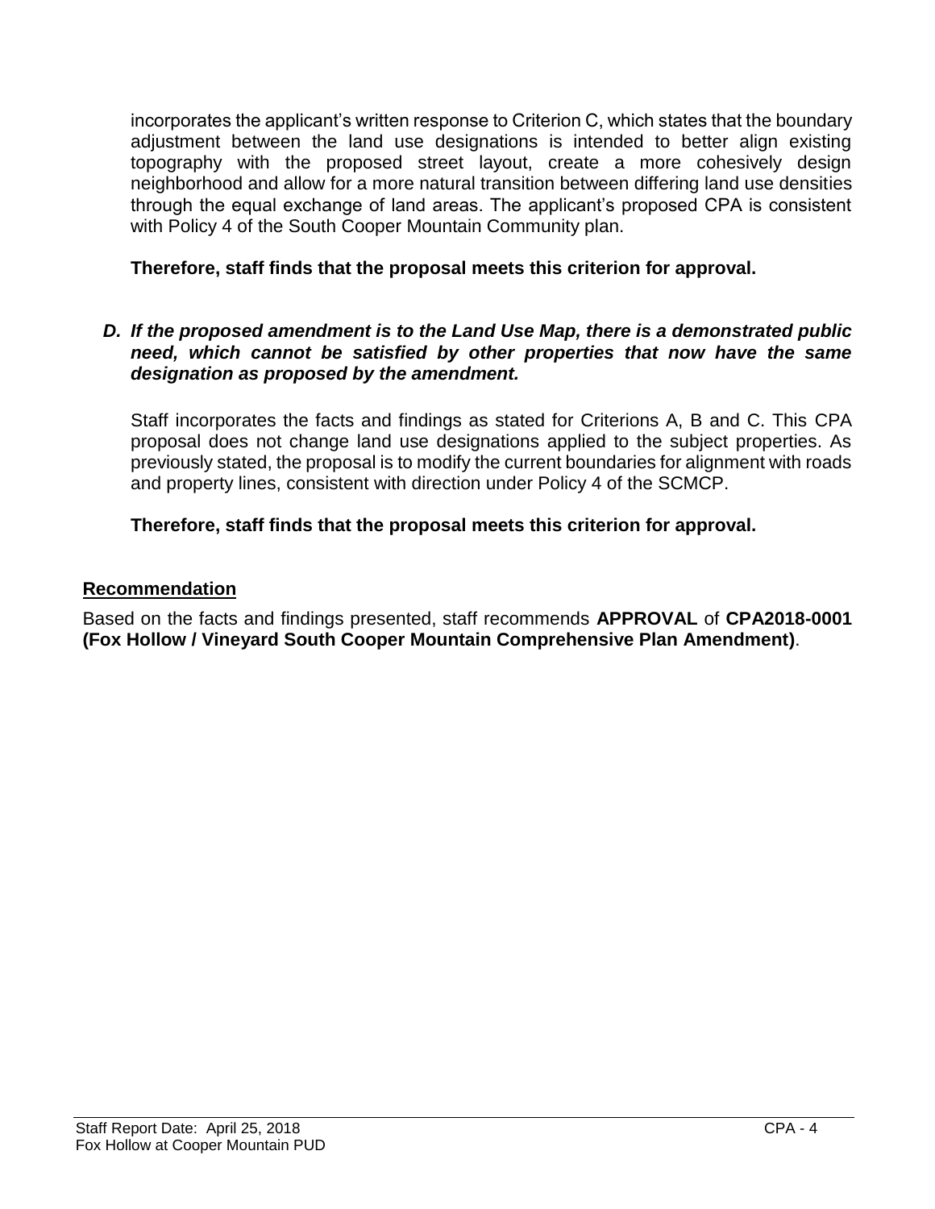incorporates the applicant's written response to Criterion C, which states that the boundary adjustment between the land use designations is intended to better align existing topography with the proposed street layout, create a more cohesively design neighborhood and allow for a more natural transition between differing land use densities through the equal exchange of land areas. The applicant's proposed CPA is consistent with Policy 4 of the South Cooper Mountain Community plan.

**Therefore, staff finds that the proposal meets this criterion for approval.**

***D. If the proposed amendment is to the Land Use Map, there is a demonstrated public need, which cannot be satisfied by other properties that now have the same designation as proposed by the amendment.***

Staff incorporates the facts and findings as stated for Criterions A, B and C. This CPA proposal does not change land use designations applied to the subject properties. As previously stated, the proposal is to modify the current boundaries for alignment with roads and property lines, consistent with direction under Policy 4 of the SCMCP.

**Therefore, staff finds that the proposal meets this criterion for approval.**

## Recommendation

Based on the facts and findings presented, staff recommends **APPROVAL** of **CPA2018-0001 (Fox Hollow / Vineyard South Cooper Mountain Comprehensive Plan Amendment)**.